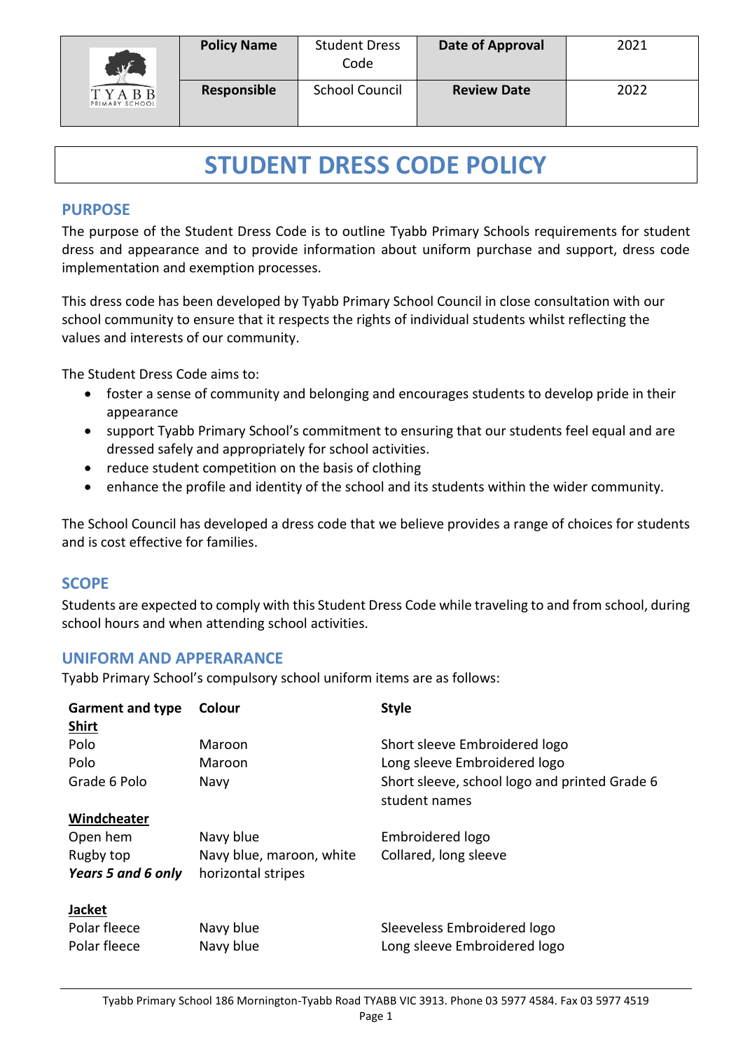| | Policy Name | Student Dress Code | Date of Approval | 2021 |
|---|---|---|---|---|
| TYABB PRIMARY SCHOOL | Responsible | School Council | Review Date | 2022 |

# STUDENT DRESS CODE POLICY

## PURPOSE

The purpose of the Student Dress Code is to outline Tyabb Primary Schools requirements for student dress and appearance and to provide information about uniform purchase and support, dress code implementation and exemption processes.

This dress code has been developed by Tyabb Primary School Council in close consultation with our school community to ensure that it respects the rights of individual students whilst reflecting the values and interests of our community.

The Student Dress Code aims to:

- foster a sense of community and belonging and encourages students to develop pride in their appearance
- support Tyabb Primary School's commitment to ensuring that our students feel equal and are dressed safely and appropriately for school activities.
- reduce student competition on the basis of clothing
- enhance the profile and identity of the school and its students within the wider community.

The School Council has developed a dress code that we believe provides a range of choices for students and is cost effective for families.

## SCOPE

Students are expected to comply with this Student Dress Code while traveling to and from school, during school hours and when attending school activities.

## UNIFORM AND APPERARANCE

Tyabb Primary School's compulsory school uniform items are as follows:

| Garment and type | Colour | Style |
|---|---|---|
| **Shirt** | | |
| Polo | Maroon | Short sleeve Embroidered logo |
| Polo | Maroon | Long sleeve Embroidered logo |
| Grade 6 Polo | Navy | Short sleeve, school logo and printed Grade 6 student names |
| **Windcheater** | | |
| Open hem | Navy blue | Embroidered logo |
| Rugby top *Years 5 and 6 only* | Navy blue, maroon, white horizontal stripes | Collared, long sleeve |
| **Jacket** | | |
| Polar fleece | Navy blue | Sleeveless Embroidered logo |
| Polar fleece | Navy blue | Long sleeve Embroidered logo |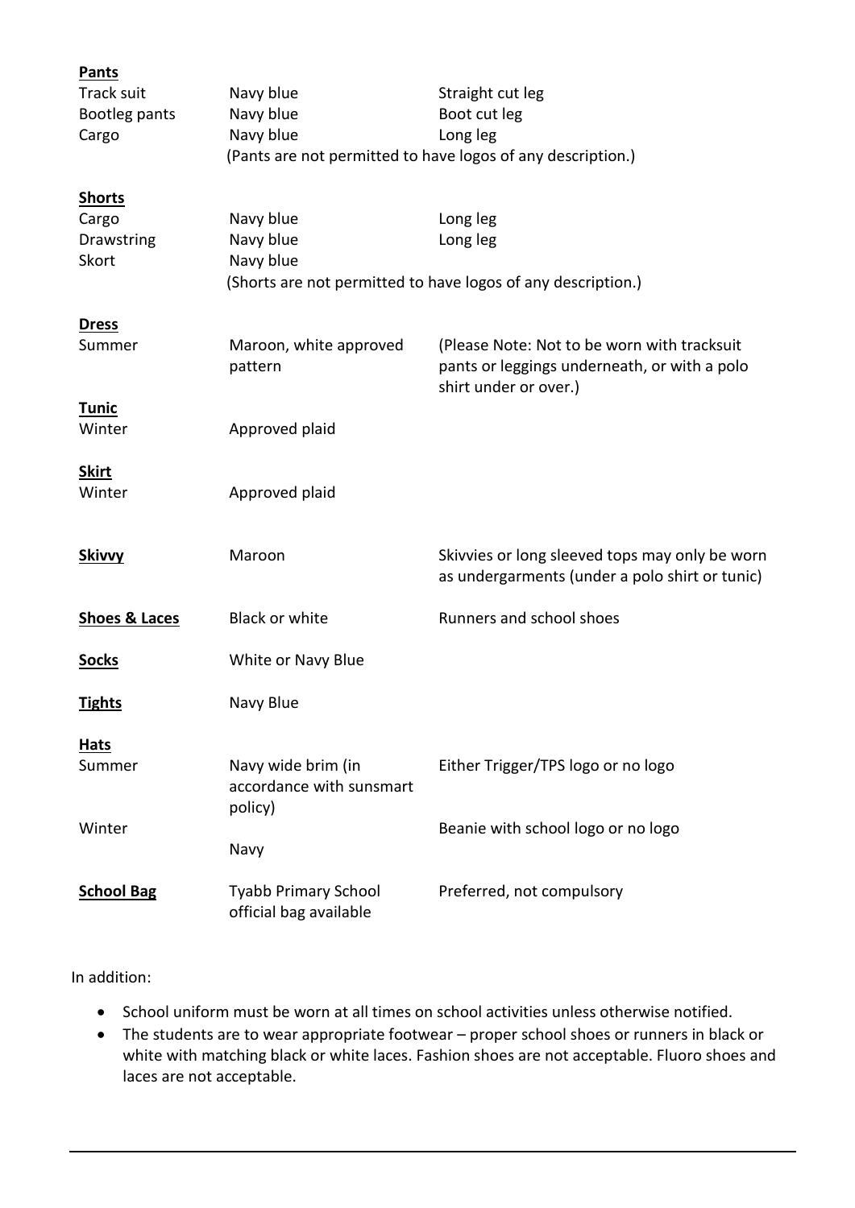| | | |
|---|---|---|
| **Pants** | | |
| Track suit | Navy blue | Straight cut leg |
| Bootleg pants | Navy blue | Boot cut leg |
| Cargo | Navy blue | Long leg |
| | (Pants are not permitted to have logos of any description.) | |
| **Shorts** | | |
| Cargo | Navy blue | Long leg |
| Drawstring | Navy blue | Long leg |
| Skort | Navy blue | |
| | (Shorts are not permitted to have logos of any description.) | |
| **Dress** | | |
| Summer | Maroon, white approved pattern | (Please Note: Not to be worn with tracksuit pants or leggings underneath, or with a polo shirt under or over.) |
| **Tunic** | | |
| Winter | Approved plaid | |
| **Skirt** | | |
| Winter | Approved plaid | |
| **Skivvy** | Maroon | Skivvies or long sleeved tops may only be worn as undergarments (under a polo shirt or tunic) |
| **Shoes & Laces** | Black or white | Runners and school shoes |
| **Socks** | White or Navy Blue | |
| **Tights** | Navy Blue | |
| **Hats** | | |
| Summer | Navy wide brim (in accordance with sunsmart policy) | Either Trigger/TPS logo or no logo |
| Winter | Navy | Beanie with school logo or no logo |
| **School Bag** | Tyabb Primary School official bag available | Preferred, not compulsory |

In addition:

- School uniform must be worn at all times on school activities unless otherwise notified.
- The students are to wear appropriate footwear – proper school shoes or runners in black or white with matching black or white laces. Fashion shoes are not acceptable. Fluoro shoes and laces are not acceptable.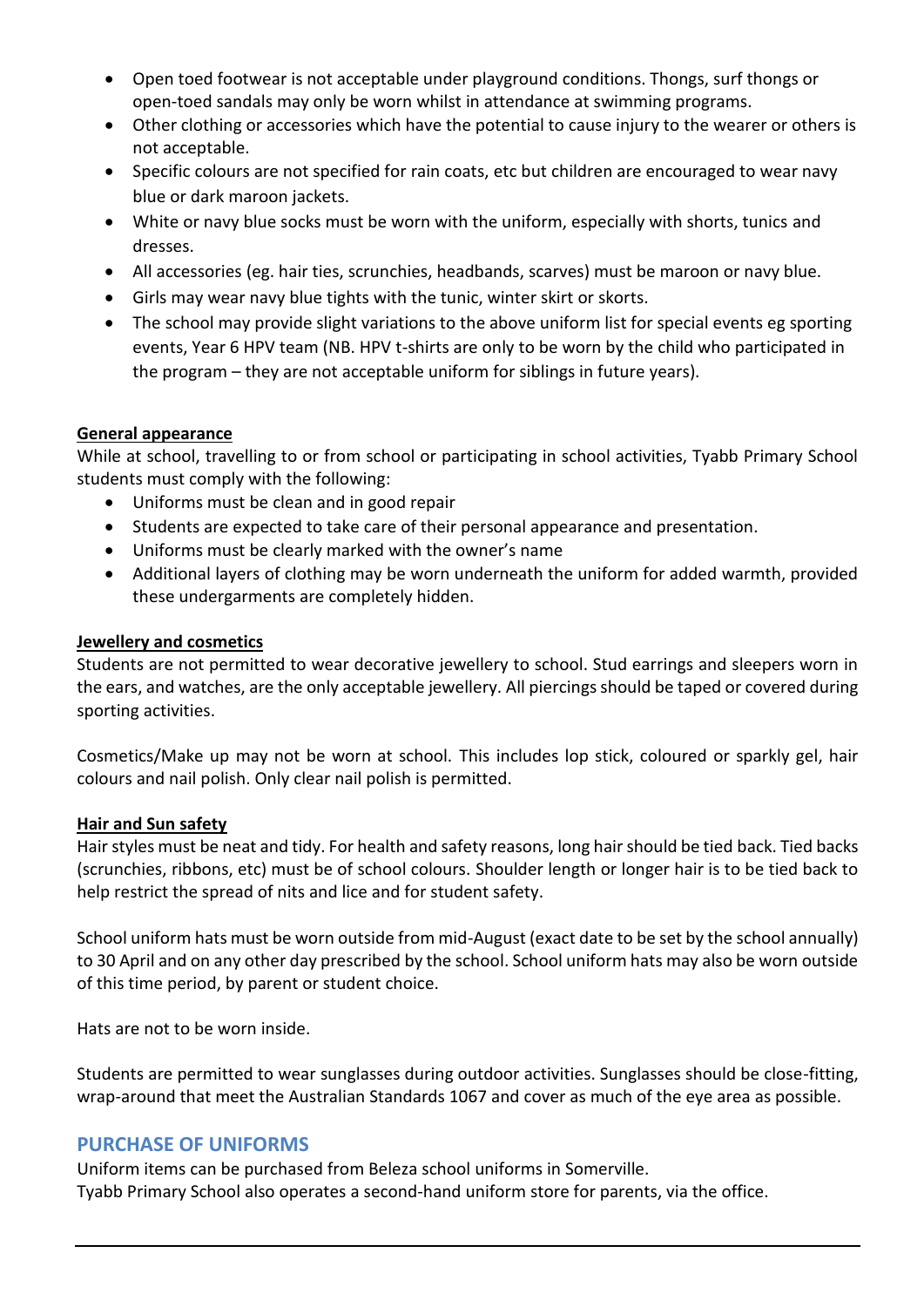- Open toed footwear is not acceptable under playground conditions. Thongs, surf thongs or open-toed sandals may only be worn whilst in attendance at swimming programs.
- Other clothing or accessories which have the potential to cause injury to the wearer or others is not acceptable.
- Specific colours are not specified for rain coats, etc but children are encouraged to wear navy blue or dark maroon jackets.
- White or navy blue socks must be worn with the uniform, especially with shorts, tunics and dresses.
- All accessories (eg. hair ties, scrunchies, headbands, scarves) must be maroon or navy blue.
- Girls may wear navy blue tights with the tunic, winter skirt or skorts.
- The school may provide slight variations to the above uniform list for special events eg sporting events, Year 6 HPV team (NB. HPV t-shirts are only to be worn by the child who participated in the program – they are not acceptable uniform for siblings in future years).

**General appearance**

While at school, travelling to or from school or participating in school activities, Tyabb Primary School students must comply with the following:

- Uniforms must be clean and in good repair
- Students are expected to take care of their personal appearance and presentation.
- Uniforms must be clearly marked with the owner's name
- Additional layers of clothing may be worn underneath the uniform for added warmth, provided these undergarments are completely hidden.

**Jewellery and cosmetics**

Students are not permitted to wear decorative jewellery to school. Stud earrings and sleepers worn in the ears, and watches, are the only acceptable jewellery. All piercings should be taped or covered during sporting activities.

Cosmetics/Make up may not be worn at school. This includes lop stick, coloured or sparkly gel, hair colours and nail polish. Only clear nail polish is permitted.

**Hair and Sun safety**

Hair styles must be neat and tidy. For health and safety reasons, long hair should be tied back. Tied backs (scrunchies, ribbons, etc) must be of school colours. Shoulder length or longer hair is to be tied back to help restrict the spread of nits and lice and for student safety.

School uniform hats must be worn outside from mid-August (exact date to be set by the school annually) to 30 April and on any other day prescribed by the school. School uniform hats may also be worn outside of this time period, by parent or student choice.

Hats are not to be worn inside.

Students are permitted to wear sunglasses during outdoor activities. Sunglasses should be close-fitting, wrap-around that meet the Australian Standards 1067 and cover as much of the eye area as possible.

## PURCHASE OF UNIFORMS

Uniform items can be purchased from Beleza school uniforms in Somerville.
Tyabb Primary School also operates a second-hand uniform store for parents, via the office.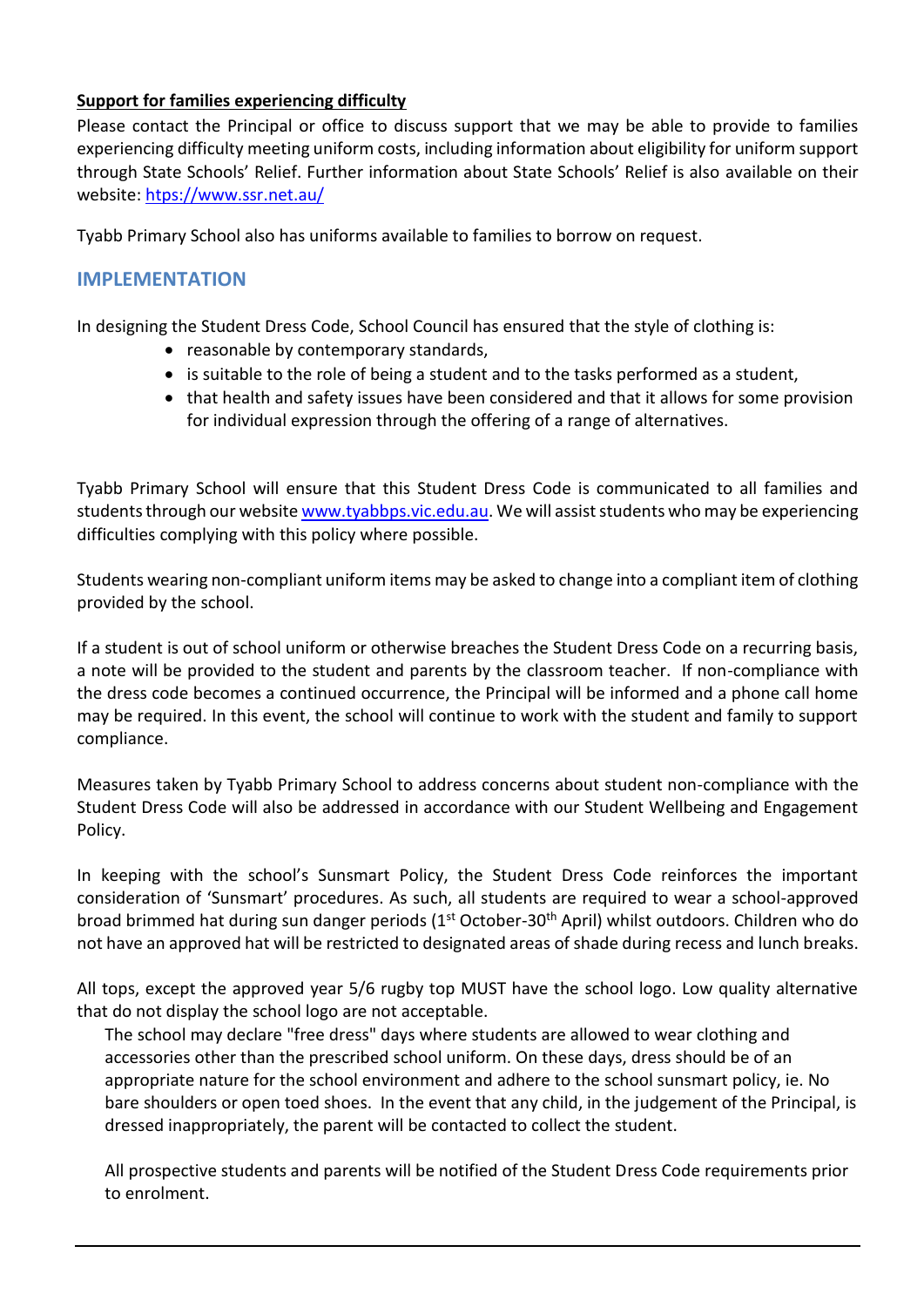**Support for families experiencing difficulty**

Please contact the Principal or office to discuss support that we may be able to provide to families experiencing difficulty meeting uniform costs, including information about eligibility for uniform support through State Schools' Relief. Further information about State Schools' Relief is also available on their website: https://www.ssr.net.au/

Tyabb Primary School also has uniforms available to families to borrow on request.

## IMPLEMENTATION

In designing the Student Dress Code, School Council has ensured that the style of clothing is:

- reasonable by contemporary standards,
- is suitable to the role of being a student and to the tasks performed as a student,
- that health and safety issues have been considered and that it allows for some provision for individual expression through the offering of a range of alternatives.

Tyabb Primary School will ensure that this Student Dress Code is communicated to all families and students through our website www.tyabbps.vic.edu.au. We will assist students who may be experiencing difficulties complying with this policy where possible.

Students wearing non-compliant uniform items may be asked to change into a compliant item of clothing provided by the school.

If a student is out of school uniform or otherwise breaches the Student Dress Code on a recurring basis, a note will be provided to the student and parents by the classroom teacher. If non-compliance with the dress code becomes a continued occurrence, the Principal will be informed and a phone call home may be required. In this event, the school will continue to work with the student and family to support compliance.

Measures taken by Tyabb Primary School to address concerns about student non-compliance with the Student Dress Code will also be addressed in accordance with our Student Wellbeing and Engagement Policy.

In keeping with the school's Sunsmart Policy, the Student Dress Code reinforces the important consideration of 'Sunsmart' procedures. As such, all students are required to wear a school-approved broad brimmed hat during sun danger periods (1st October-30th April) whilst outdoors. Children who do not have an approved hat will be restricted to designated areas of shade during recess and lunch breaks.

All tops, except the approved year 5/6 rugby top MUST have the school logo. Low quality alternative that do not display the school logo are not acceptable.

The school may declare "free dress" days where students are allowed to wear clothing and accessories other than the prescribed school uniform. On these days, dress should be of an appropriate nature for the school environment and adhere to the school sunsmart policy, ie. No bare shoulders or open toed shoes. In the event that any child, in the judgement of the Principal, is dressed inappropriately, the parent will be contacted to collect the student.

All prospective students and parents will be notified of the Student Dress Code requirements prior to enrolment.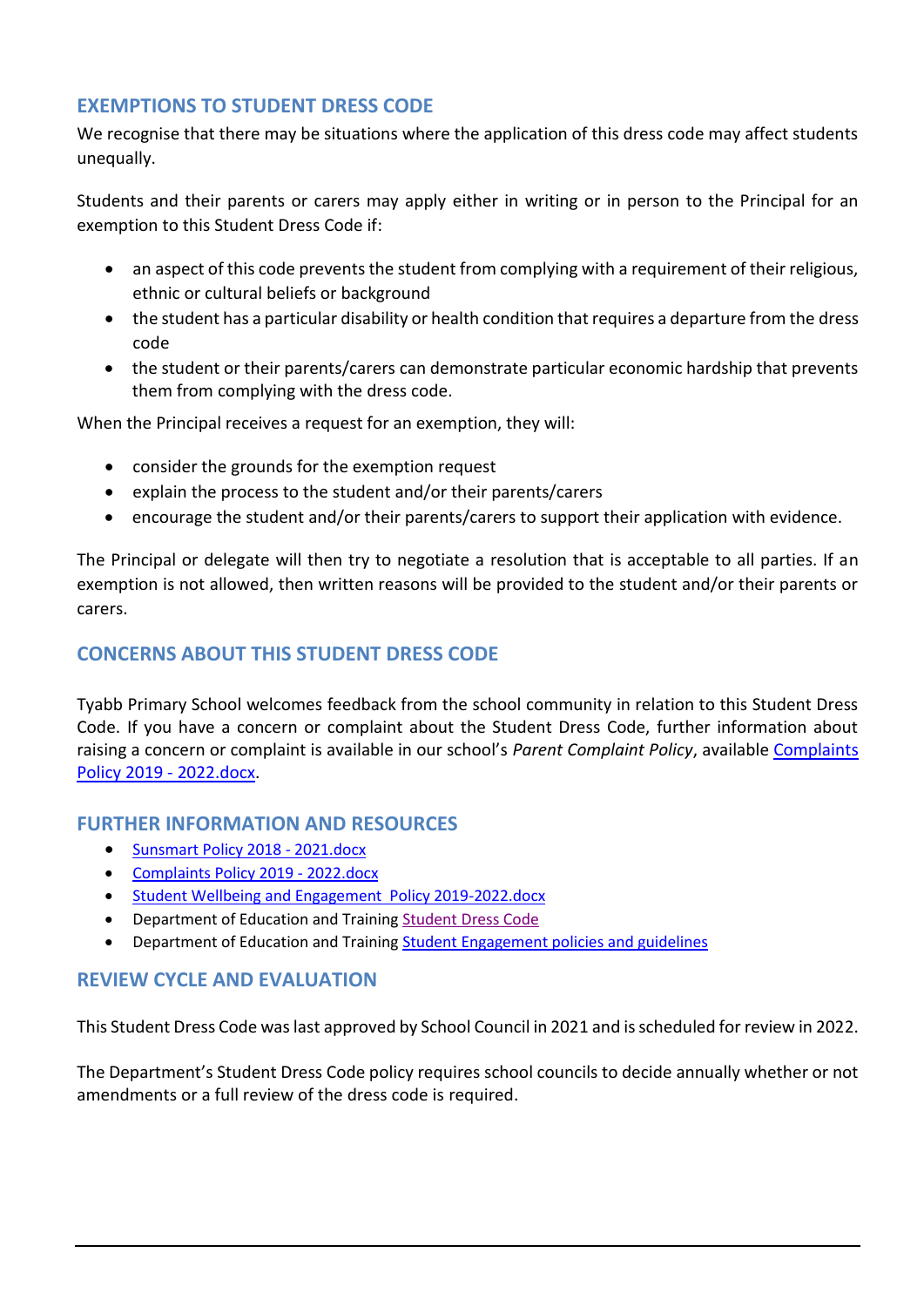## EXEMPTIONS TO STUDENT DRESS CODE

We recognise that there may be situations where the application of this dress code may affect students unequally.

Students and their parents or carers may apply either in writing or in person to the Principal for an exemption to this Student Dress Code if:

- an aspect of this code prevents the student from complying with a requirement of their religious, ethnic or cultural beliefs or background
- the student has a particular disability or health condition that requires a departure from the dress code
- the student or their parents/carers can demonstrate particular economic hardship that prevents them from complying with the dress code.

When the Principal receives a request for an exemption, they will:

- consider the grounds for the exemption request
- explain the process to the student and/or their parents/carers
- encourage the student and/or their parents/carers to support their application with evidence.

The Principal or delegate will then try to negotiate a resolution that is acceptable to all parties. If an exemption is not allowed, then written reasons will be provided to the student and/or their parents or carers.

## CONCERNS ABOUT THIS STUDENT DRESS CODE

Tyabb Primary School welcomes feedback from the school community in relation to this Student Dress Code. If you have a concern or complaint about the Student Dress Code, further information about raising a concern or complaint is available in our school's *Parent Complaint Policy*, available Complaints Policy 2019 - 2022.docx.

## FURTHER INFORMATION AND RESOURCES

- Sunsmart Policy 2018 - 2021.docx
- Complaints Policy 2019 - 2022.docx
- Student Wellbeing and Engagement Policy 2019-2022.docx
- Department of Education and Training Student Dress Code
- Department of Education and Training Student Engagement policies and guidelines

## REVIEW CYCLE AND EVALUATION

This Student Dress Code was last approved by School Council in 2021 and is scheduled for review in 2022.

The Department's Student Dress Code policy requires school councils to decide annually whether or not amendments or a full review of the dress code is required.